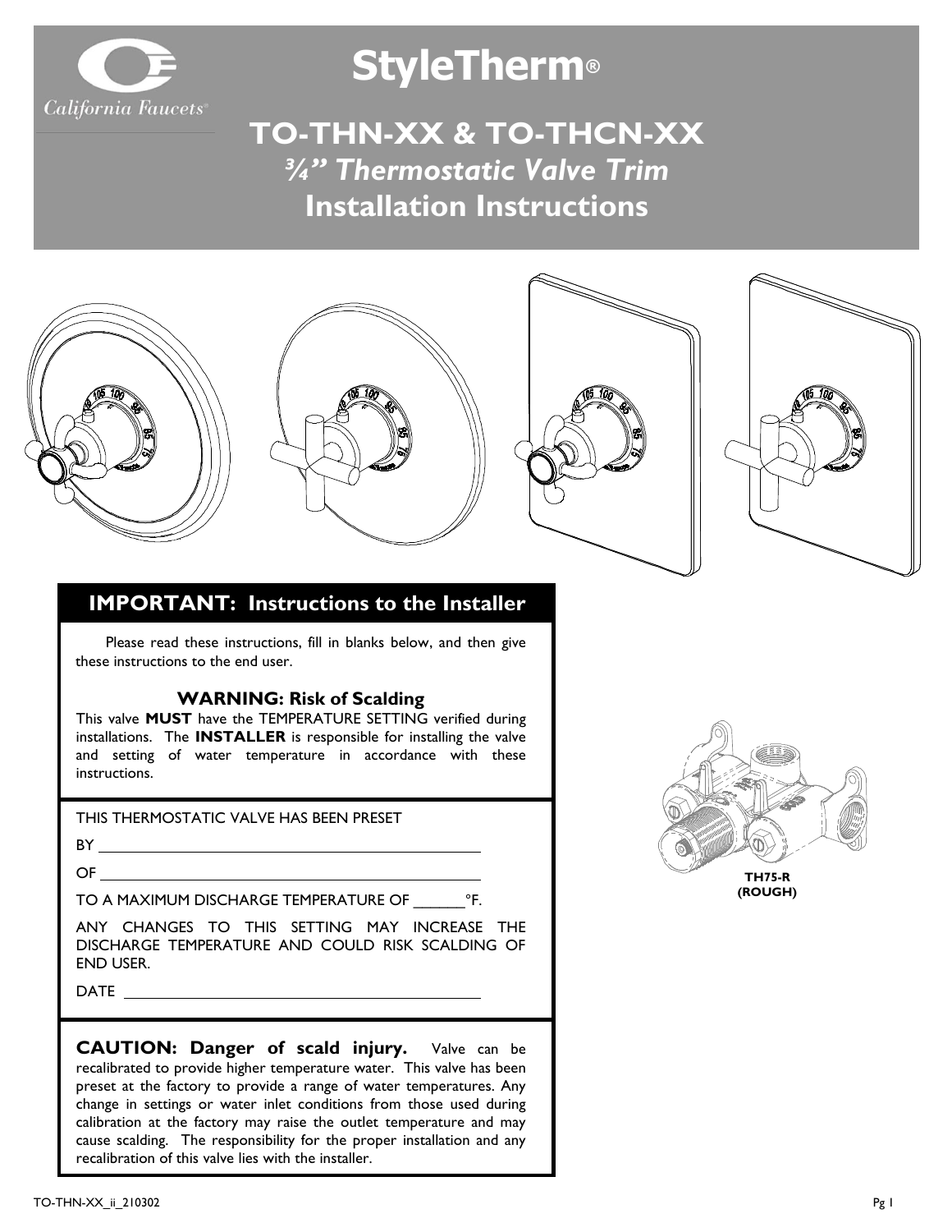# StyleTherm®

## TO-THN-XX & TO-THCN-XX

### *¾” Thermostatic Valve Trim*

## Installation Instructions

TH75-R
(ROUGH)

## IMPORTANT: Instructions to the Installer

Please read these instructions, fill in blanks below, and then give these instructions to the end user.

### WARNING: Risk of Scalding

This valve **MUST** have the TEMPERATURE SETTING verified during installations. The **INSTALLER** is responsible for installing the valve and setting of water temperature in accordance with these instructions.

THIS THERMOSTATIC VALVE HAS BEEN PRESET

BY \_\_\_\_\_\_\_\_\_\_\_\_\_\_\_\_\_\_\_\_\_\_\_\_\_\_\_\_\_\_\_\_\_\_\_\_\_\_\_\_

OF \_\_\_\_\_\_\_\_\_\_\_\_\_\_\_\_\_\_\_\_\_\_\_\_\_\_\_\_\_\_\_\_\_\_\_\_\_\_\_\_

TO A MAXIMUM DISCHARGE TEMPERATURE OF \_\_\_\_\_\_°F.

ANY CHANGES TO THIS SETTING MAY INCREASE THE DISCHARGE TEMPERATURE AND COULD RISK SCALDING OF END USER.

DATE \_\_\_\_\_\_\_\_\_\_\_\_\_\_\_\_\_\_\_\_\_\_\_\_\_\_\_\_\_\_\_\_\_\_\_\_\_\_\_\_

**CAUTION: Danger of scald injury.** Valve can be recalibrated to provide higher temperature water. This valve has been preset at the factory to provide a range of water temperatures. Any change in settings or water inlet conditions from those used during calibration at the factory may raise the outlet temperature and may cause scalding. The responsibility for the proper installation and any recalibration of this valve lies with the installer.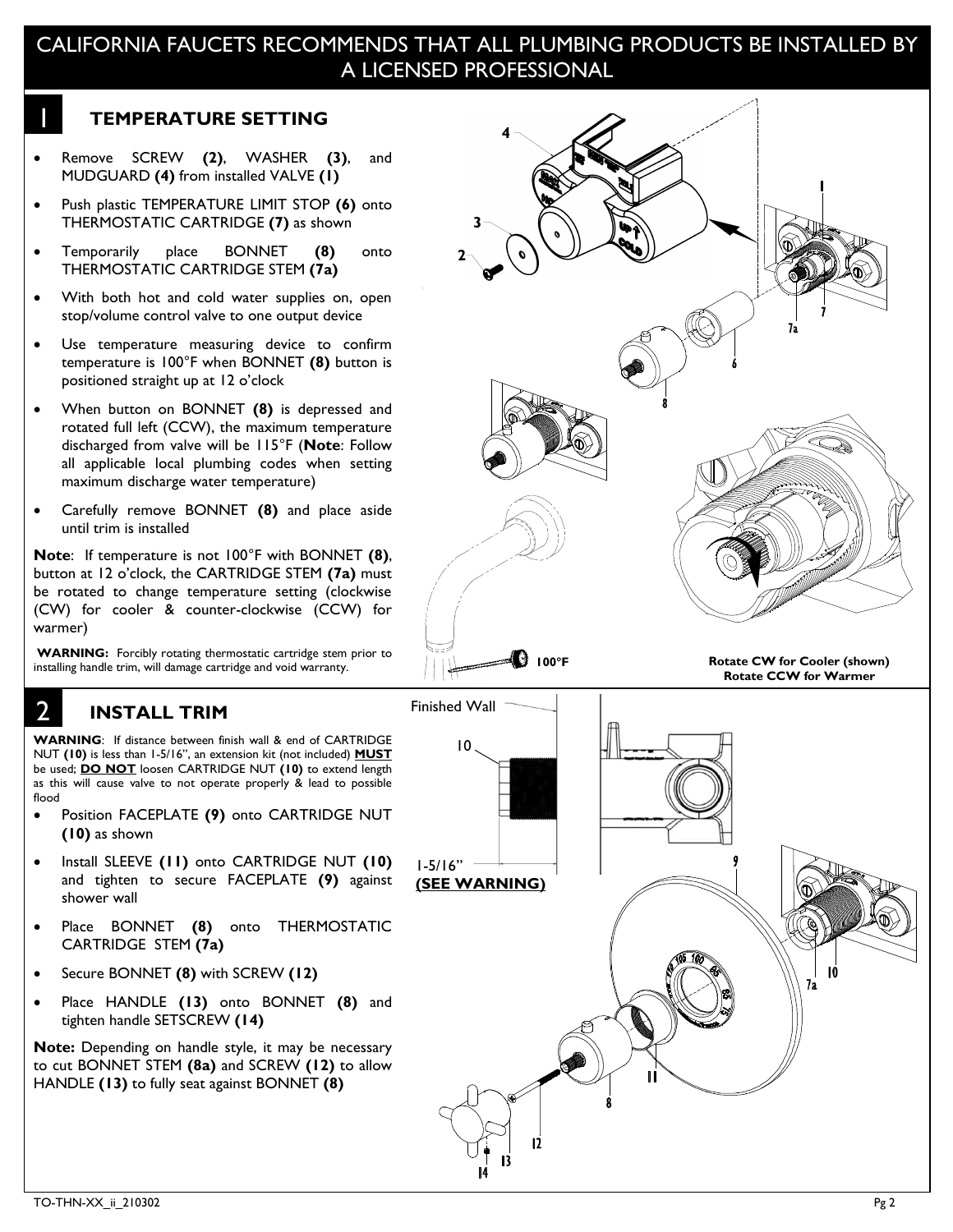# CALIFORNIA FAUCETS RECOMMENDS THAT ALL PLUMBING PRODUCTS BE INSTALLED BY A LICENSED PROFESSIONAL

## 1 TEMPERATURE SETTING

- Remove SCREW **(2)**, WASHER **(3)**, and MUDGUARD **(4)** from installed VALVE **(1)**
- Push plastic TEMPERATURE LIMIT STOP **(6)** onto THERMOSTATIC CARTRIDGE **(7)** as shown
- Temporarily place BONNET **(8)** onto THERMOSTATIC CARTRIDGE STEM **(7a)**
- With both hot and cold water supplies on, open stop/volume control valve to one output device
- Use temperature measuring device to confirm temperature is 100°F when BONNET **(8)** button is positioned straight up at 12 o'clock
- When button on BONNET **(8)** is depressed and rotated full left (CCW), the maximum temperature discharged from valve will be 115°F (**Note**: Follow all applicable local plumbing codes when setting maximum discharge water temperature)
- Carefully remove BONNET **(8)** and place aside until trim is installed

**Note**: If temperature is not 100°F with BONNET **(8)**, button at 12 o'clock, the CARTRIDGE STEM **(7a)** must be rotated to change temperature setting (clockwise (CW) for cooler & counter-clockwise (CCW) for warmer)

**WARNING:** Forcibly rotating thermostatic cartridge stem prior to installing handle trim, will damage cartridge and void warranty.

100°F

**Rotate CW for Cooler (shown)**
**Rotate CCW for Warmer**

## 2 INSTALL TRIM

**WARNING**: If distance between finish wall & end of CARTRIDGE NUT **(10)** is less than 1-5/16", an extension kit (not included) **MUST** be used; **DO NOT** loosen CARTRIDGE NUT **(10)** to extend length as this will cause valve to not operate properly & lead to possible flood

- Position FACEPLATE **(9)** onto CARTRIDGE NUT **(10)** as shown
- Install SLEEVE **(11)** onto CARTRIDGE NUT **(10)** and tighten to secure FACEPLATE **(9)** against shower wall
- Place BONNET **(8)** onto THERMOSTATIC CARTRIDGE STEM **(7a)**
- Secure BONNET **(8)** with SCREW **(12)**
- Place HANDLE **(13)** onto BONNET **(8)** and tighten handle SETSCREW **(14)**

**Note:** Depending on handle style, it may be necessary to cut BONNET STEM **(8a)** and SCREW **(12)** to allow HANDLE **(13)** to fully seat against BONNET **(8)**

Finished Wall

1-5/16"
**(SEE WARNING)**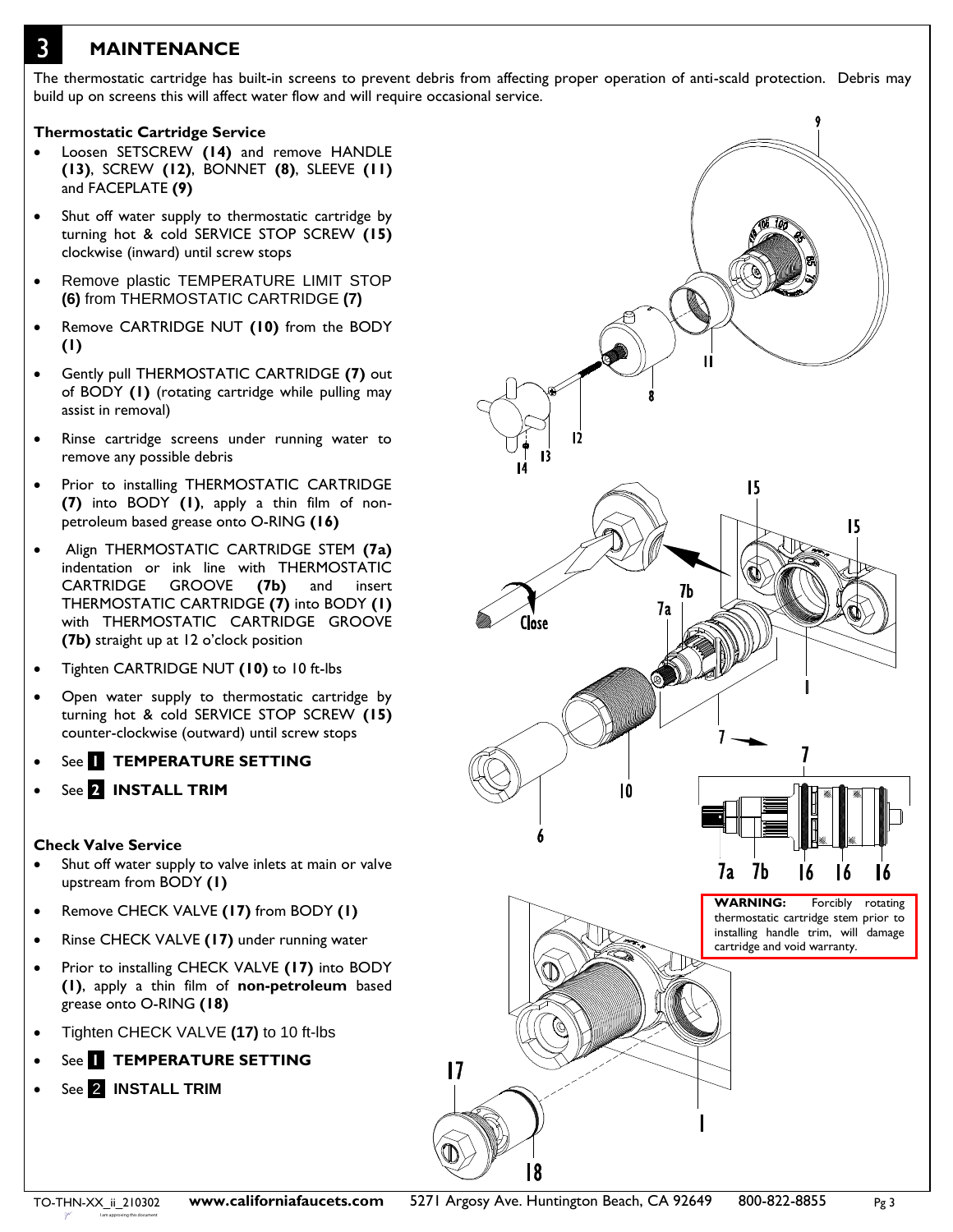## 3 MAINTENANCE

The thermostatic cartridge has built-in screens to prevent debris from affecting proper operation of anti-scald protection. Debris may build up on screens this will affect water flow and will require occasional service.

### Thermostatic Cartridge Service

- Loosen SETSCREW **(14)** and remove HANDLE **(13)**, SCREW **(12)**, BONNET **(8)**, SLEEVE **(11)** and FACEPLATE **(9)**
- Shut off water supply to thermostatic cartridge by turning hot & cold SERVICE STOP SCREW **(15)** clockwise (inward) until screw stops
- Remove plastic TEMPERATURE LIMIT STOP **(6)** from THERMOSTATIC CARTRIDGE **(7)**
- Remove CARTRIDGE NUT **(10)** from the BODY **(1)**
- Gently pull THERMOSTATIC CARTRIDGE **(7)** out of BODY **(1)** (rotating cartridge while pulling may assist in removal)
- Rinse cartridge screens under running water to remove any possible debris
- Prior to installing THERMOSTATIC CARTRIDGE **(7)** into BODY **(1)**, apply a thin film of non-petroleum based grease onto O-RING **(16)**
- Align THERMOSTATIC CARTRIDGE STEM **(7a)** indentation or ink line with THERMOSTATIC CARTRIDGE GROOVE **(7b)** and insert THERMOSTATIC CARTRIDGE **(7)** into BODY **(1)** with THERMOSTATIC CARTRIDGE GROOVE **(7b)** straight up at 12 o'clock position
- Tighten CARTRIDGE NUT **(10)** to 10 ft-lbs
- Open water supply to thermostatic cartridge by turning hot & cold SERVICE STOP SCREW **(15)** counter-clockwise (outward) until screw stops
- See **1 TEMPERATURE SETTING**
- See **2 INSTALL TRIM**

### Check Valve Service

- Shut off water supply to valve inlets at main or valve upstream from BODY **(1)**
- Remove CHECK VALVE **(17)** from BODY **(1)**
- Rinse CHECK VALVE **(17)** under running water
- Prior to installing CHECK VALVE **(17)** into BODY **(1)**, apply a thin film of **non-petroleum** based grease onto O-RING **(18)**
- Tighten CHECK VALVE **(17)** to 10 ft-lbs
- See **1 TEMPERATURE SETTING**
- See **2 INSTALL TRIM**

9
11
8
12
13
14
15
15
Close
7b
7a
1
7
10
6
7
7a 7b 16 16 16

**WARNING:** Forcibly rotating thermostatic cartridge stem prior to installing handle trim, will damage cartridge and void warranty.

17
1
18

TO-THN-XX_ii_210302 **www.californiafaucets.com** 5271 Argosy Ave. Huntington Beach, CA 92649 800-822-8855